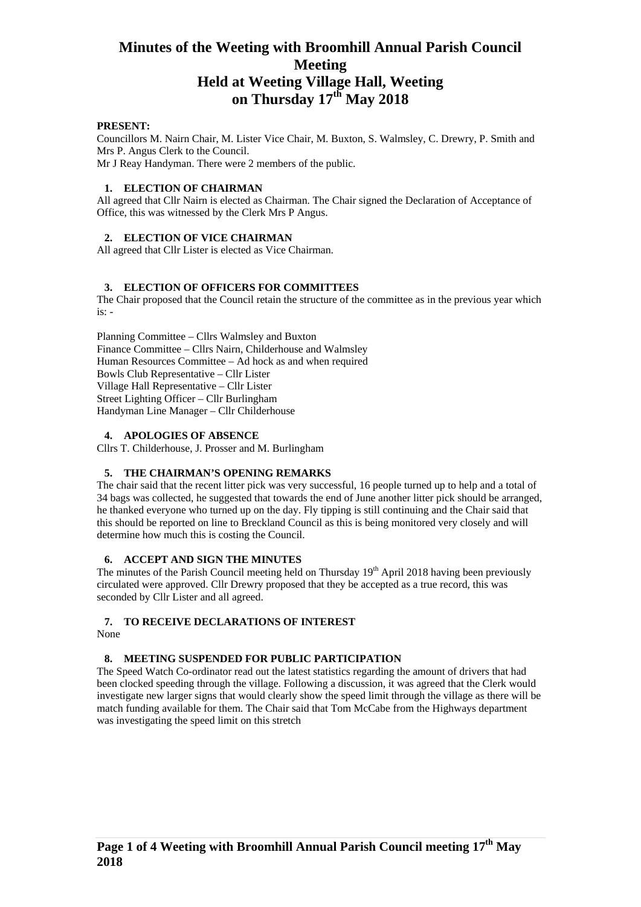# Minutes of the Weeting with Broomhill Annual Parish Council Meeting
# Held at Weeting Village Hall, Weeting
# on Thursday 17th May 2018

**PRESENT:**

Councillors M. Nairn Chair, M. Lister Vice Chair, M. Buxton, S. Walmsley, C. Drewry, P. Smith and Mrs P. Angus Clerk to the Council.
Mr J Reay Handyman. There were 2 members of the public.

### 1. ELECTION OF CHAIRMAN

All agreed that Cllr Nairn is elected as Chairman. The Chair signed the Declaration of Acceptance of Office, this was witnessed by the Clerk Mrs P Angus.

### 2. ELECTION OF VICE CHAIRMAN

All agreed that Cllr Lister is elected as Vice Chairman.

### 3. ELECTION OF OFFICERS FOR COMMITTEES

The Chair proposed that the Council retain the structure of the committee as in the previous year which is: -

Planning Committee – Cllrs Walmsley and Buxton
Finance Committee – Cllrs Nairn, Childerhouse and Walmsley
Human Resources Committee – Ad hock as and when required
Bowls Club Representative – Cllr Lister
Village Hall Representative – Cllr Lister
Street Lighting Officer – Cllr Burlingham
Handyman Line Manager – Cllr Childerhouse

### 4. APOLOGIES OF ABSENCE

Cllrs T. Childerhouse, J. Prosser and M. Burlingham

### 5. THE CHAIRMAN'S OPENING REMARKS

The chair said that the recent litter pick was very successful, 16 people turned up to help and a total of 34 bags was collected, he suggested that towards the end of June another litter pick should be arranged, he thanked everyone who turned up on the day. Fly tipping is still continuing and the Chair said that this should be reported on line to Breckland Council as this is being monitored very closely and will determine how much this is costing the Council.

### 6. ACCEPT AND SIGN THE MINUTES

The minutes of the Parish Council meeting held on Thursday 19th April 2018 having been previously circulated were approved. Cllr Drewry proposed that they be accepted as a true record, this was seconded by Cllr Lister and all agreed.

### 7. TO RECEIVE DECLARATIONS OF INTEREST

None

### 8. MEETING SUSPENDED FOR PUBLIC PARTICIPATION

The Speed Watch Co-ordinator read out the latest statistics regarding the amount of drivers that had been clocked speeding through the village. Following a discussion, it was agreed that the Clerk would investigate new larger signs that would clearly show the speed limit through the village as there will be match funding available for them. The Chair said that Tom McCabe from the Highways department was investigating the speed limit on this stretch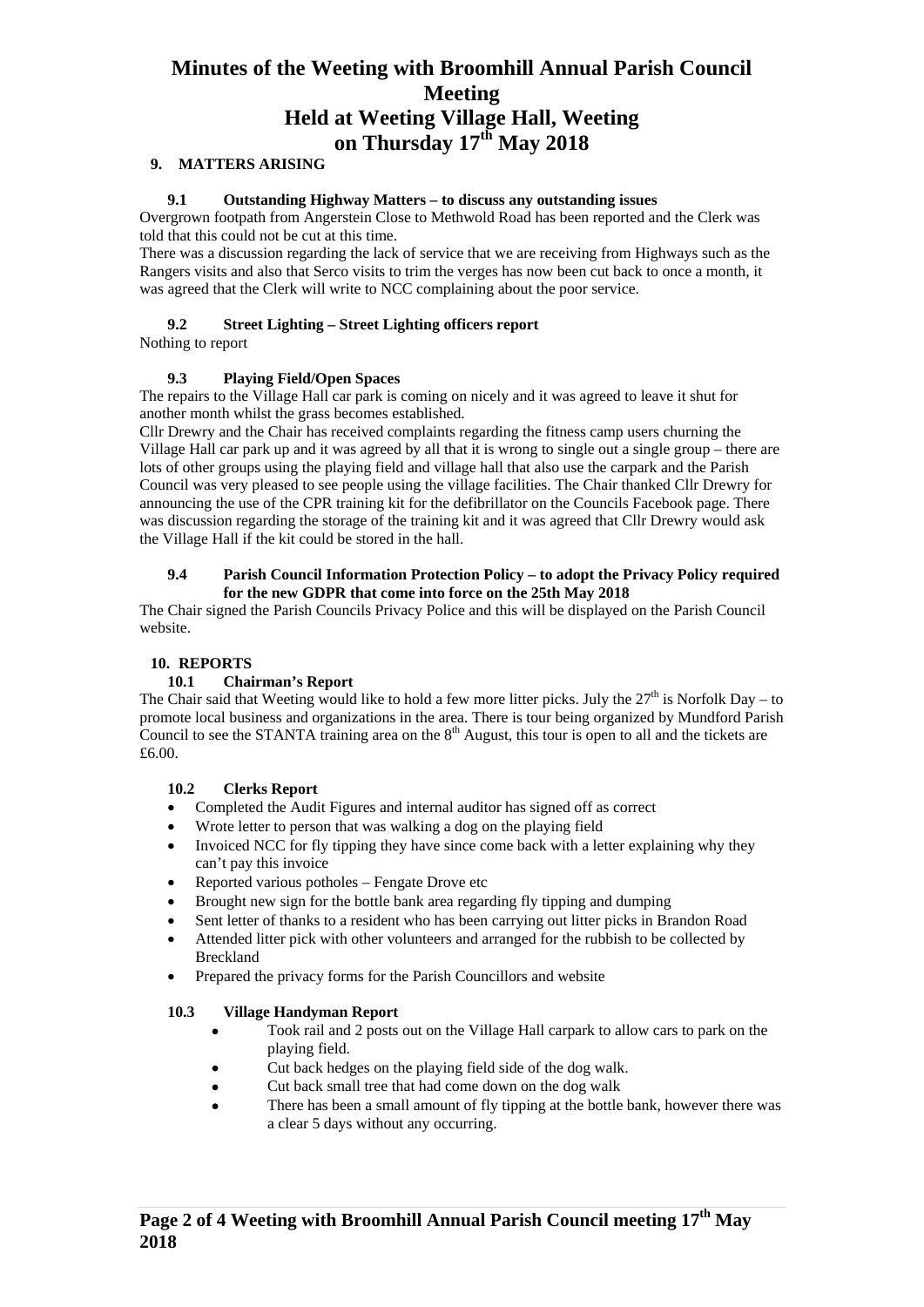# Minutes of the Weeting with Broomhill Annual Parish Council Meeting
# Held at Weeting Village Hall, Weeting
# on Thursday 17th May 2018

## 9. MATTERS ARISING

### 9.1 Outstanding Highway Matters – to discuss any outstanding issues

Overgrown footpath from Angerstein Close to Methwold Road has been reported and the Clerk was told that this could not be cut at this time.

There was a discussion regarding the lack of service that we are receiving from Highways such as the Rangers visits and also that Serco visits to trim the verges has now been cut back to once a month, it was agreed that the Clerk will write to NCC complaining about the poor service.

### 9.2 Street Lighting – Street Lighting officers report

Nothing to report

### 9.3 Playing Field/Open Spaces

The repairs to the Village Hall car park is coming on nicely and it was agreed to leave it shut for another month whilst the grass becomes established.

Cllr Drewry and the Chair has received complaints regarding the fitness camp users churning the Village Hall car park up and it was agreed by all that it is wrong to single out a single group – there are lots of other groups using the playing field and village hall that also use the carpark and the Parish Council was very pleased to see people using the village facilities. The Chair thanked Cllr Drewry for announcing the use of the CPR training kit for the defibrillator on the Councils Facebook page. There was discussion regarding the storage of the training kit and it was agreed that Cllr Drewry would ask the Village Hall if the kit could be stored in the hall.

### 9.4 Parish Council Information Protection Policy – to adopt the Privacy Policy required for the new GDPR that come into force on the 25th May 2018

The Chair signed the Parish Councils Privacy Police and this will be displayed on the Parish Council website.

## 10. REPORTS

### 10.1 Chairman's Report

The Chair said that Weeting would like to hold a few more litter picks. July the 27th is Norfolk Day – to promote local business and organizations in the area. There is tour being organized by Mundford Parish Council to see the STANTA training area on the 8th August, this tour is open to all and the tickets are £6.00.

### 10.2 Clerks Report

- Completed the Audit Figures and internal auditor has signed off as correct
- Wrote letter to person that was walking a dog on the playing field
- Invoiced NCC for fly tipping they have since come back with a letter explaining why they can't pay this invoice
- Reported various potholes – Fengate Drove etc
- Brought new sign for the bottle bank area regarding fly tipping and dumping
- Sent letter of thanks to a resident who has been carrying out litter picks in Brandon Road
- Attended litter pick with other volunteers and arranged for the rubbish to be collected by Breckland
- Prepared the privacy forms for the Parish Councillors and website

### 10.3 Village Handyman Report

- Took rail and 2 posts out on the Village Hall carpark to allow cars to park on the playing field.
- Cut back hedges on the playing field side of the dog walk.
- Cut back small tree that had come down on the dog walk
- There has been a small amount of fly tipping at the bottle bank, however there was a clear 5 days without any occurring.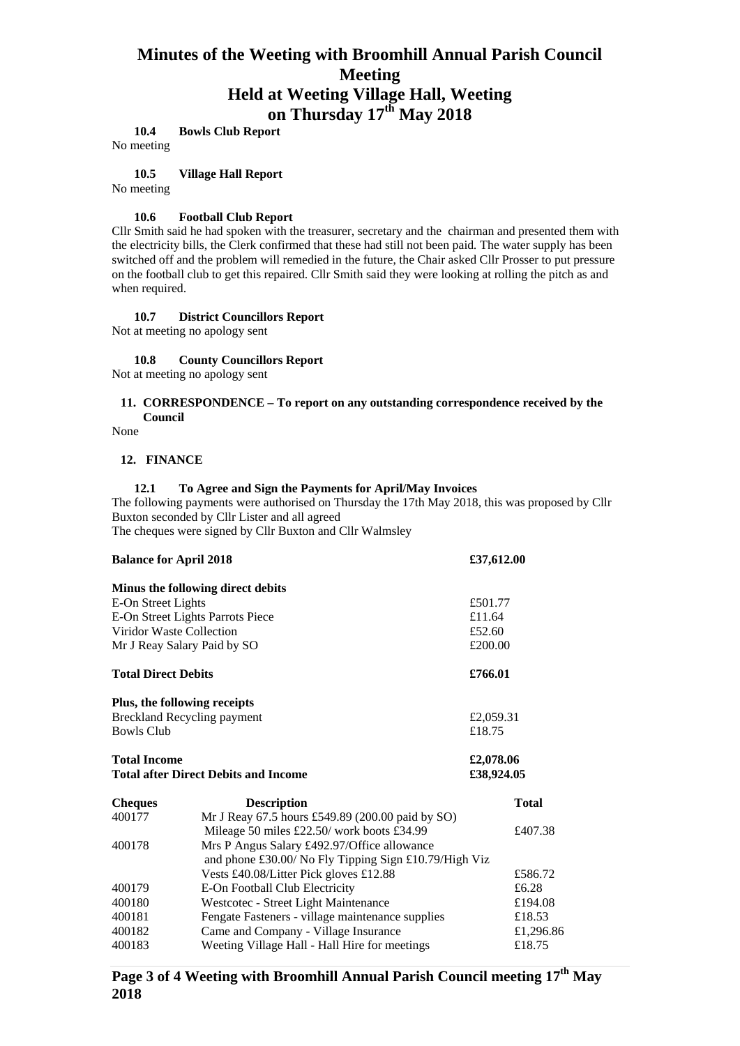# Minutes of the Weeting with Broomhill Annual Parish Council Meeting
# Held at Weeting Village Hall, Weeting
# on Thursday 17th May 2018

### 10.4 Bowls Club Report

No meeting

### 10.5 Village Hall Report

No meeting

### 10.6 Football Club Report

Cllr Smith said he had spoken with the treasurer, secretary and the chairman and presented them with the electricity bills, the Clerk confirmed that these had still not been paid. The water supply has been switched off and the problem will remedied in the future, the Chair asked Cllr Prosser to put pressure on the football club to get this repaired. Cllr Smith said they were looking at rolling the pitch as and when required.

### 10.7 District Councillors Report

Not at meeting no apology sent

### 10.8 County Councillors Report

Not at meeting no apology sent

## 11. CORRESPONDENCE – To report on any outstanding correspondence received by the Council

None

## 12. FINANCE

### 12.1 To Agree and Sign the Payments for April/May Invoices

The following payments were authorised on Thursday the 17th May 2018, this was proposed by Cllr Buxton seconded by Cllr Lister and all agreed

The cheques were signed by Cllr Buxton and Cllr Walmsley

| | |
|---|---|
| **Balance for April 2018** | **£37,612.00** |
| **Minus the following direct debits** | |
| E-On Street Lights | £501.77 |
| E-On Street Lights Parrots Piece | £11.64 |
| Viridor Waste Collection | £52.60 |
| Mr J Reay Salary Paid by SO | £200.00 |
| **Total Direct Debits** | **£766.01** |
| **Plus, the following receipts** | |
| Breckland Recycling payment | £2,059.31 |
| Bowls Club | £18.75 |
| **Total Income** | **£2,078.06** |
| **Total after Direct Debits and Income** | **£38,924.05** |

| **Cheques** | **Description** | **Total** |
|---|---|---|
| 400177 | Mr J Reay 67.5 hours £549.89 (200.00 paid by SO) Mileage 50 miles £22.50/ work boots £34.99 | £407.38 |
| 400178 | Mrs P Angus Salary £492.97/Office allowance and phone £30.00/ No Fly Tipping Sign £10.79/High Viz Vests £40.08/Litter Pick gloves £12.88 | £586.72 |
| 400179 | E-On Football Club Electricity | £6.28 |
| 400180 | Westcotec - Street Light Maintenance | £194.08 |
| 400181 | Fengate Fasteners - village maintenance supplies | £18.53 |
| 400182 | Came and Company - Village Insurance | £1,296.86 |
| 400183 | Weeting Village Hall - Hall Hire for meetings | £18.75 |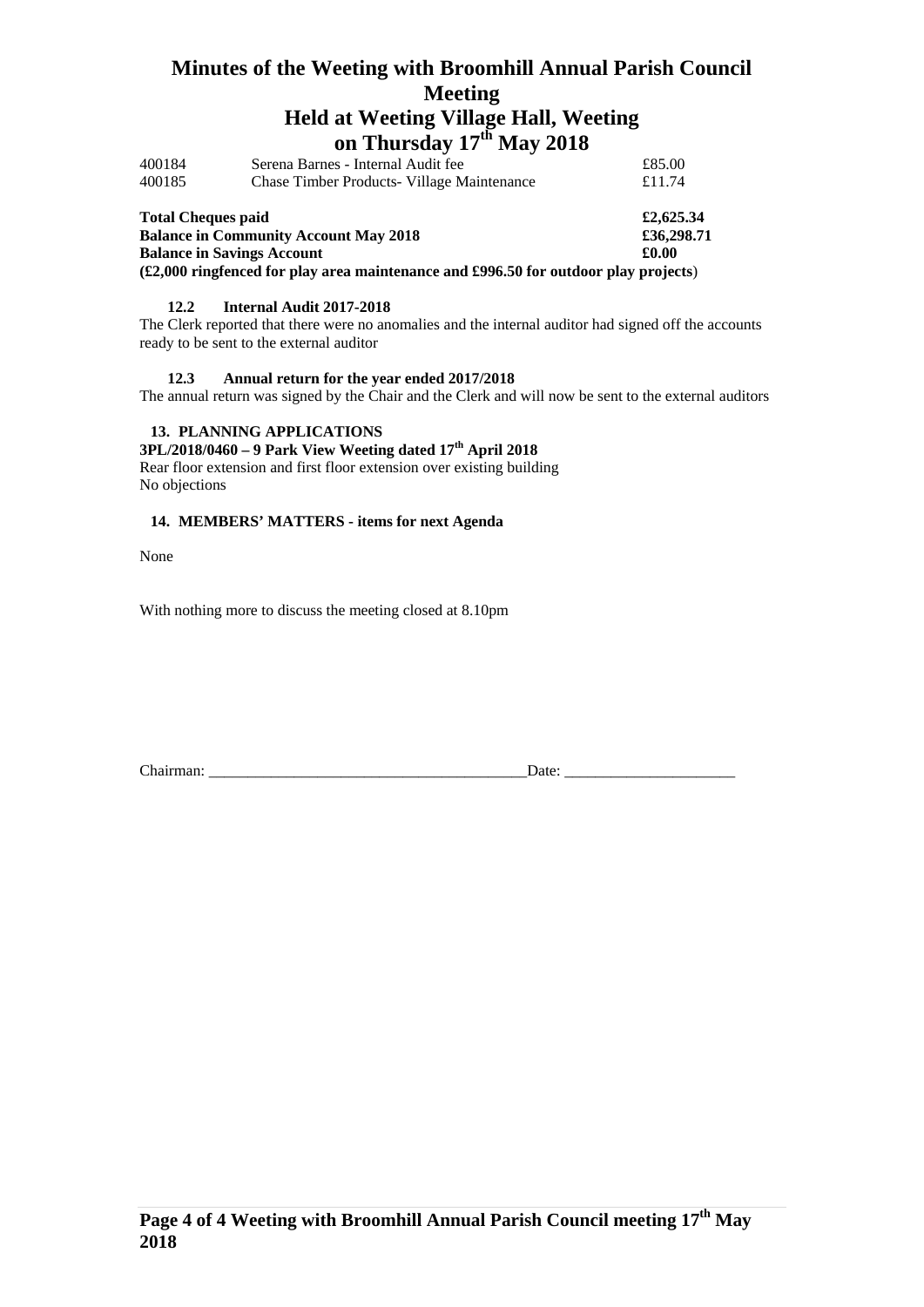# Minutes of the Weeting with Broomhill Annual Parish Council Meeting
## Held at Weeting Village Hall, Weeting
## on Thursday 17th May 2018

| | | |
|---|---|---|
| 400184 | Serena Barnes - Internal Audit fee | £85.00 |
| 400185 | Chase Timber Products- Village Maintenance | £11.74 |

**Total Cheques paid** **£2,625.34**
**Balance in Community Account May 2018** **£36,298.71**
**Balance in Savings Account** **£0.00**
**(£2,000 ringfenced for play area maintenance and £996.50 for outdoor play projects)**

**12.2 Internal Audit 2017-2018**

The Clerk reported that there were no anomalies and the internal auditor had signed off the accounts ready to be sent to the external auditor

**12.3 Annual return for the year ended 2017/2018**

The annual return was signed by the Chair and the Clerk and will now be sent to the external auditors

**13. PLANNING APPLICATIONS**

**3PL/2018/0460 – 9 Park View Weeting dated 17th April 2018**

Rear floor extension and first floor extension over existing building

No objections

**14. MEMBERS' MATTERS - items for next Agenda**

None

With nothing more to discuss the meeting closed at 8.10pm

Chairman: ________________________________________ Date: ______________________